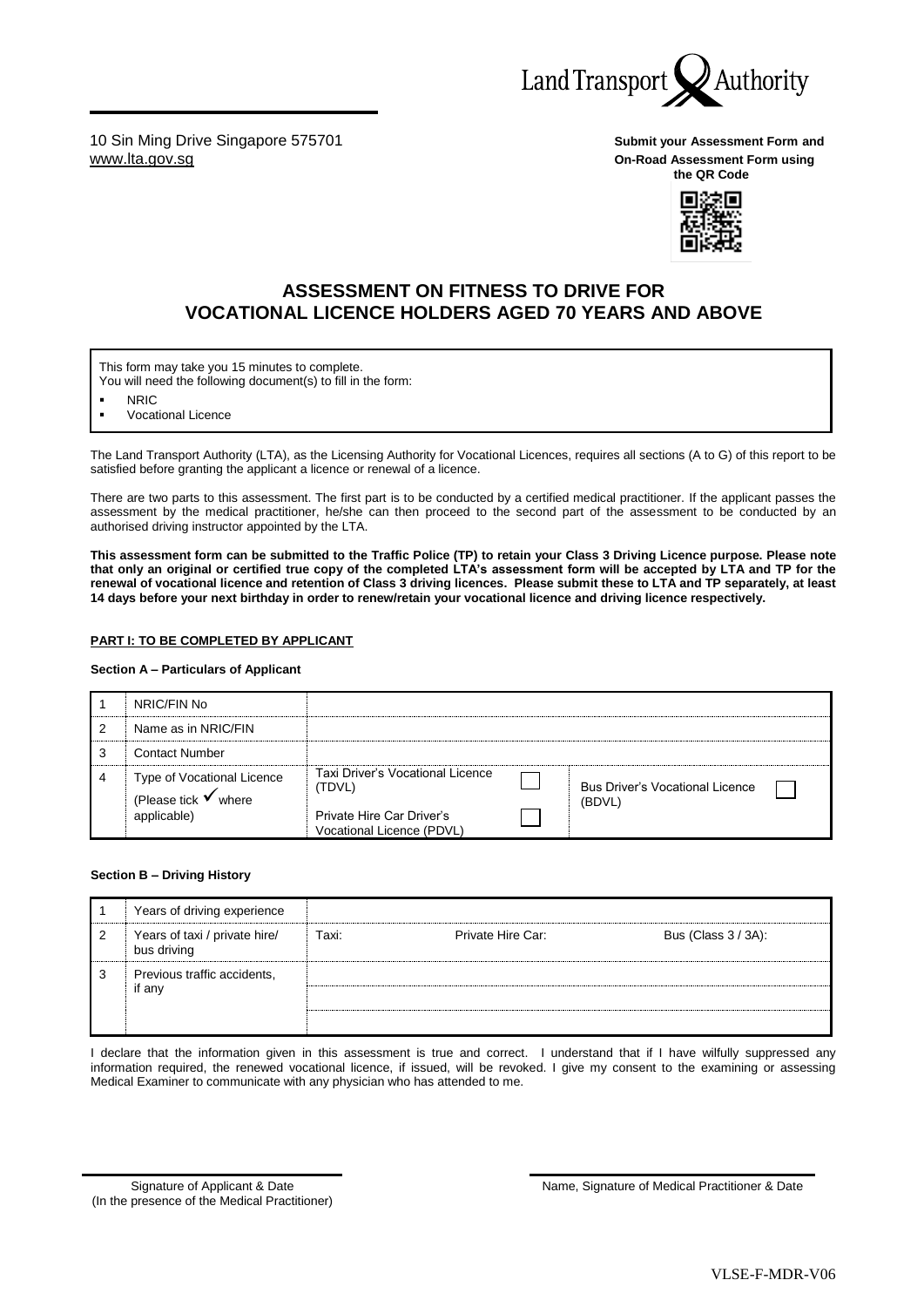Land Transport Authority

10 Sin Ming Drive Singapore 575701
www.lta.gov.sg

**Submit your Assessment Form and On-Road Assessment Form using the QR Code**

# ASSESSMENT ON FITNESS TO DRIVE FOR VOCATIONAL LICENCE HOLDERS AGED 70 YEARS AND ABOVE

This form may take you 15 minutes to complete.
You will need the following document(s) to fill in the form:

- NRIC
- Vocational Licence

The Land Transport Authority (LTA), as the Licensing Authority for Vocational Licences, requires all sections (A to G) of this report to be satisfied before granting the applicant a licence or renewal of a licence.

There are two parts to this assessment. The first part is to be conducted by a certified medical practitioner. If the applicant passes the assessment by the medical practitioner, he/she can then proceed to the second part of the assessment to be conducted by an authorised driving instructor appointed by the LTA.

**This assessment form can be submitted to the Traffic Police (TP) to retain your Class 3 Driving Licence purpose. Please note that only an original or certified true copy of the completed LTA's assessment form will be accepted by LTA and TP for the renewal of vocational licence and retention of Class 3 driving licences. Please submit these to LTA and TP separately, at least 14 days before your next birthday in order to renew/retain your vocational licence and driving licence respectively.**

**PART I: TO BE COMPLETED BY APPLICANT**

**Section A – Particulars of Applicant**

| | | | | | |
|---|---|---|---|---|---|
| 1 | NRIC/FIN No | | | | |
| 2 | Name as in NRIC/FIN | | | | |
| 3 | Contact Number | | | | |
| 4 | Type of Vocational Licence (Please tick ✓ where applicable) | Taxi Driver's Vocational Licence (TDVL) | ☐ | Bus Driver's Vocational Licence (BDVL) | ☐ |
| | | Private Hire Car Driver's Vocational Licence (PDVL) | ☐ | | |

**Section B – Driving History**

| | | | | |
|---|---|---|---|---|
| 1 | Years of driving experience | | | |
| 2 | Years of taxi / private hire/ bus driving | Taxi: | Private Hire Car: | Bus (Class 3 / 3A): |
| 3 | Previous traffic accidents, if any | | | |
| | | | | |
| | | | | |

I declare that the information given in this assessment is true and correct. I understand that if I have wilfully suppressed any information required, the renewed vocational licence, if issued, will be revoked. I give my consent to the examining or assessing Medical Examiner to communicate with any physician who has attended to me.

Signature of Applicant & Date
(In the presence of the Medical Practitioner)

Name, Signature of Medical Practitioner & Date

VLSE-F-MDR-V06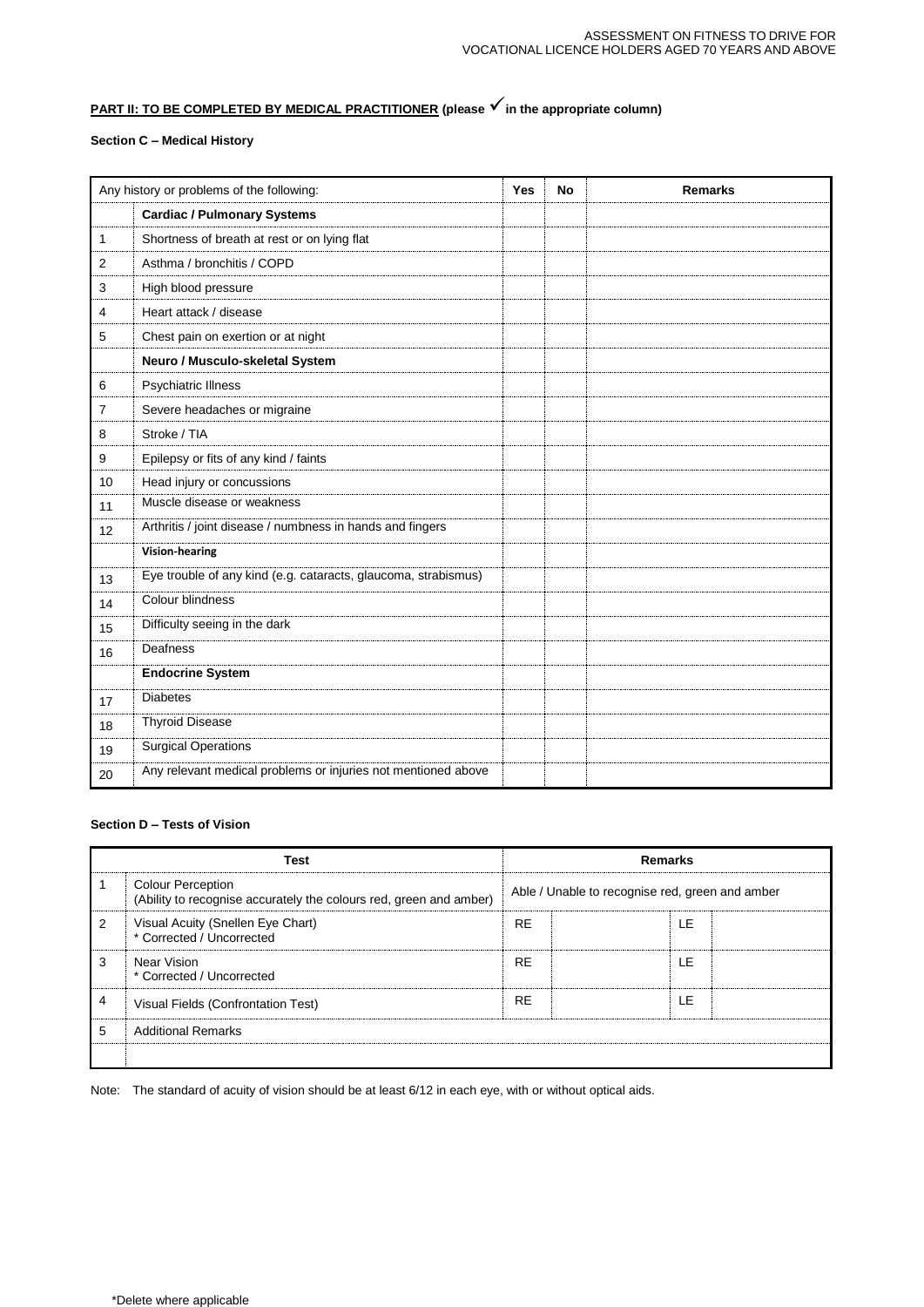**PART II: TO BE COMPLETED BY MEDICAL PRACTITIONER (please ✓ in the appropriate column)**

**Section C – Medical History**

| Any history or problems of the following: | | Yes | No | Remarks |
|---|---|---|---|---|
| | **Cardiac / Pulmonary Systems** | | | |
| 1 | Shortness of breath at rest or on lying flat | | | |
| 2 | Asthma / bronchitis / COPD | | | |
| 3 | High blood pressure | | | |
| 4 | Heart attack / disease | | | |
| 5 | Chest pain on exertion or at night | | | |
| | **Neuro / Musculo-skeletal System** | | | |
| 6 | Psychiatric Illness | | | |
| 7 | Severe headaches or migraine | | | |
| 8 | Stroke / TIA | | | |
| 9 | Epilepsy or fits of any kind / faints | | | |
| 10 | Head injury or concussions | | | |
| 11 | Muscle disease or weakness | | | |
| 12 | Arthritis / joint disease / numbness in hands and fingers | | | |
| | **Vision-hearing** | | | |
| 13 | Eye trouble of any kind (e.g. cataracts, glaucoma, strabismus) | | | |
| 14 | Colour blindness | | | |
| 15 | Difficulty seeing in the dark | | | |
| 16 | Deafness | | | |
| | **Endocrine System** | | | |
| 17 | Diabetes | | | |
| 18 | Thyroid Disease | | | |
| 19 | Surgical Operations | | | |
| 20 | Any relevant medical problems or injuries not mentioned above | | | |

**Section D – Tests of Vision**

| | Test | Remarks | | | |
|---|---|---|---|---|---|
| 1 | Colour Perception (Ability to recognise accurately the colours red, green and amber) | Able / Unable to recognise red, green and amber | | | |
| 2 | Visual Acuity (Snellen Eye Chart) * Corrected / Uncorrected | RE | | LE | |
| 3 | Near Vision * Corrected / Uncorrected | RE | | LE | |
| 4 | Visual Fields (Confrontation Test) | RE | | LE | |
| 5 | Additional Remarks | | | | |
| | | | | | |

Note: The standard of acuity of vision should be at least 6/12 in each eye, with or without optical aids.

*Delete where applicable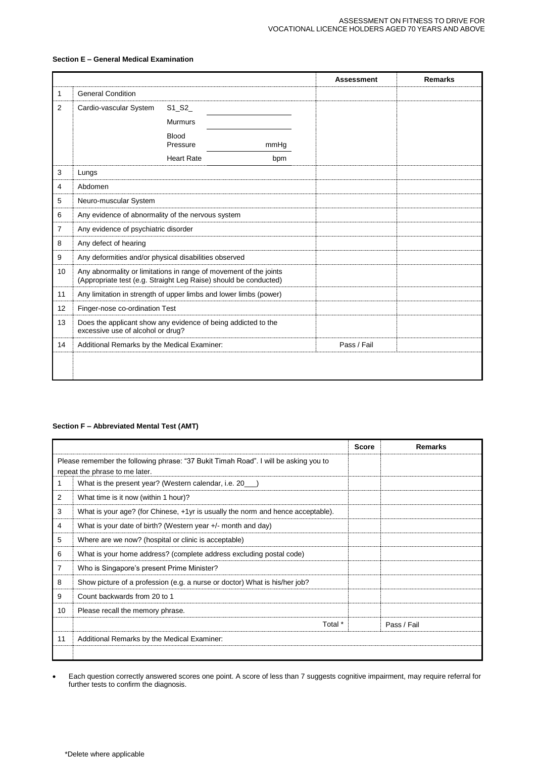**Section E – General Medical Examination**

| | | Assessment | Remarks |
|---|---|---|---|
| 1 | General Condition | | |
| 2 | Cardio-vascular System S1_S2_ ______<br>Murmurs ______<br>Blood Pressure ______ mmHg<br>Heart Rate ______ bpm | | |
| 3 | Lungs | | |
| 4 | Abdomen | | |
| 5 | Neuro-muscular System | | |
| 6 | Any evidence of abnormality of the nervous system | | |
| 7 | Any evidence of psychiatric disorder | | |
| 8 | Any defect of hearing | | |
| 9 | Any deformities and/or physical disabilities observed | | |
| 10 | Any abnormality or limitations in range of movement of the joints (Appropriate test (e.g. Straight Leg Raise) should be conducted) | | |
| 11 | Any limitation in strength of upper limbs and lower limbs (power) | | |
| 12 | Finger-nose co-ordination Test | | |
| 13 | Does the applicant show any evidence of being addicted to the excessive use of alcohol or drug? | | |
| 14 | Additional Remarks by the Medical Examiner: | Pass / Fail | |
| | | | |

**Section F – Abbreviated Mental Test (AMT)**

| | | Score | Remarks |
|---|---|---|---|
| | Please remember the following phrase: "37 Bukit Timah Road". I will be asking you to repeat the phrase to me later. | | |
| 1 | What is the present year? (Western calendar, i.e. 20___) | | |
| 2 | What time is it now (within 1 hour)? | | |
| 3 | What is your age? (for Chinese, +1yr is usually the norm and hence acceptable). | | |
| 4 | What is your date of birth? (Western year +/- month and day) | | |
| 5 | Where are we now? (hospital or clinic is acceptable) | | |
| 6 | What is your home address? (complete address excluding postal code) | | |
| 7 | Who is Singapore's present Prime Minister? | | |
| 8 | Show picture of a profession (e.g. a nurse or doctor) What is his/her job? | | |
| 9 | Count backwards from 20 to 1 | | |
| 10 | Please recall the memory phrase. | | |
| | Total * | | Pass / Fail |
| 11 | Additional Remarks by the Medical Examiner: | | |
| | | | |

- Each question correctly answered scores one point. A score of less than 7 suggests cognitive impairment, may require referral for further tests to confirm the diagnosis.

*Delete where applicable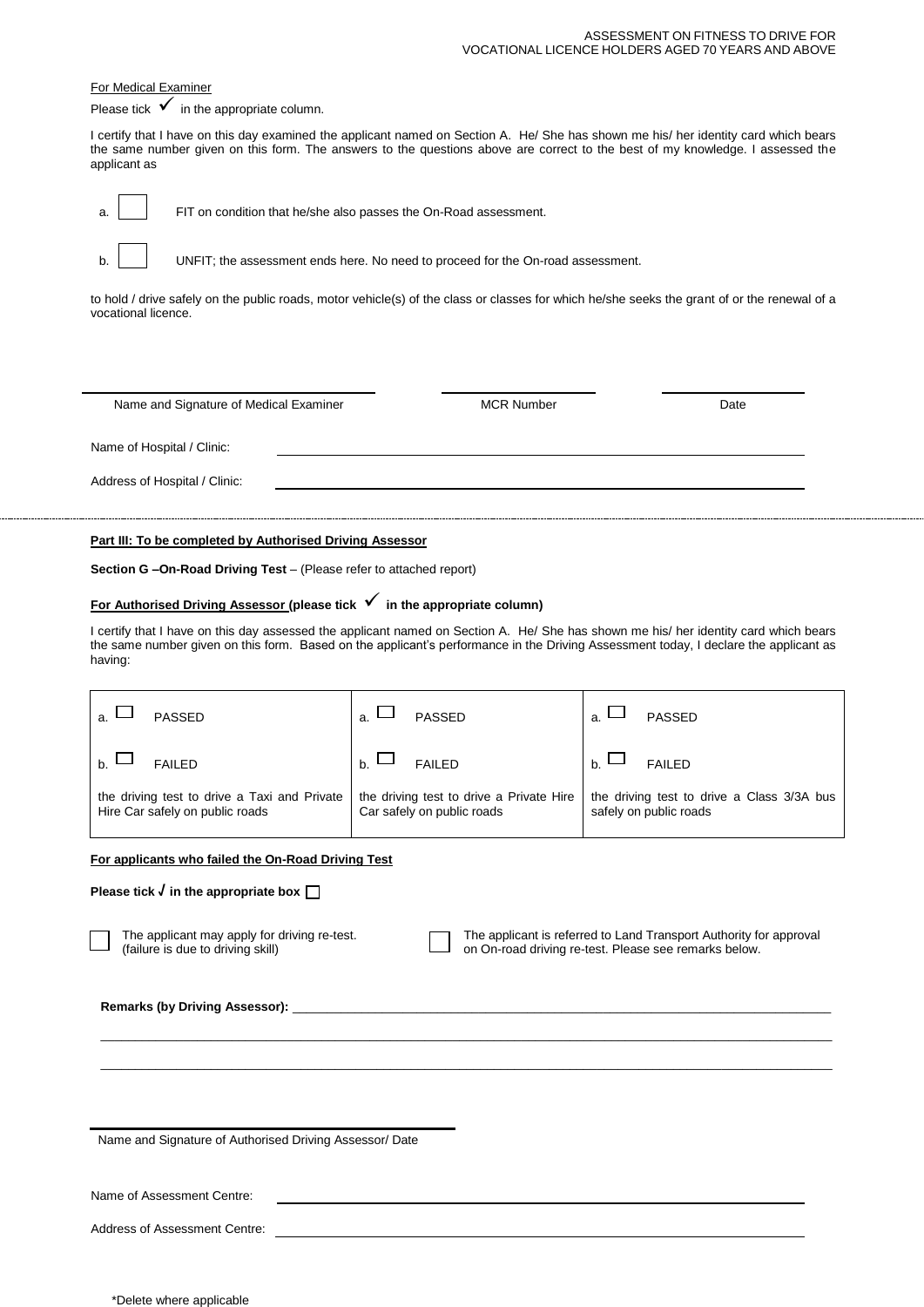For Medical Examiner

Please tick ✓ in the appropriate column.

I certify that I have on this day examined the applicant named on Section A. He/ She has shown me his/ her identity card which bears the same number given on this form. The answers to the questions above are correct to the best of my knowledge. I assessed the applicant as

a. ☐ FIT on condition that he/she also passes the On-Road assessment.

b. ☐ UNFIT; the assessment ends here. No need to proceed for the On-road assessment.

to hold / drive safely on the public roads, motor vehicle(s) of the class or classes for which he/she seeks the grant of or the renewal of a vocational licence.

| Name and Signature of Medical Examiner | MCR Number | Date |
|---|---|---|
| | | |

Name of Hospital / Clinic: ______________________

Address of Hospital / Clinic: ______________________

---

**Part III: To be completed by Authorised Driving Assessor**

**Section G –On-Road Driving Test** – (Please refer to attached report)

**For Authorised Driving Assessor (please tick ✓ in the appropriate column)**

I certify that I have on this day assessed the applicant named on Section A. He/ She has shown me his/ her identity card which bears the same number given on this form. Based on the applicant's performance in the Driving Assessment today, I declare the applicant as having:

| | | |
|---|---|---|
| a. ☐ PASSED | a. ☐ PASSED | a. ☐ PASSED |
| b. ☐ FAILED | b. ☐ FAILED | b. ☐ FAILED |
| the driving test to drive a Taxi and Private Hire Car safely on public roads | the driving test to drive a Private Hire Car safely on public roads | the driving test to drive a Class 3/3A bus safely on public roads |

**For applicants who failed the On-Road Driving Test**

**Please tick √ in the appropriate box** ☐

☐ The applicant may apply for driving re-test. (failure is due to driving skill)

☐ The applicant is referred to Land Transport Authority for approval on On-road driving re-test. Please see remarks below.

**Remarks (by Driving Assessor):** ______________________

______________________

______________________

Name and Signature of Authorised Driving Assessor/ Date

Name of Assessment Centre: ______________________

Address of Assessment Centre: ______________________

*Delete where applicable